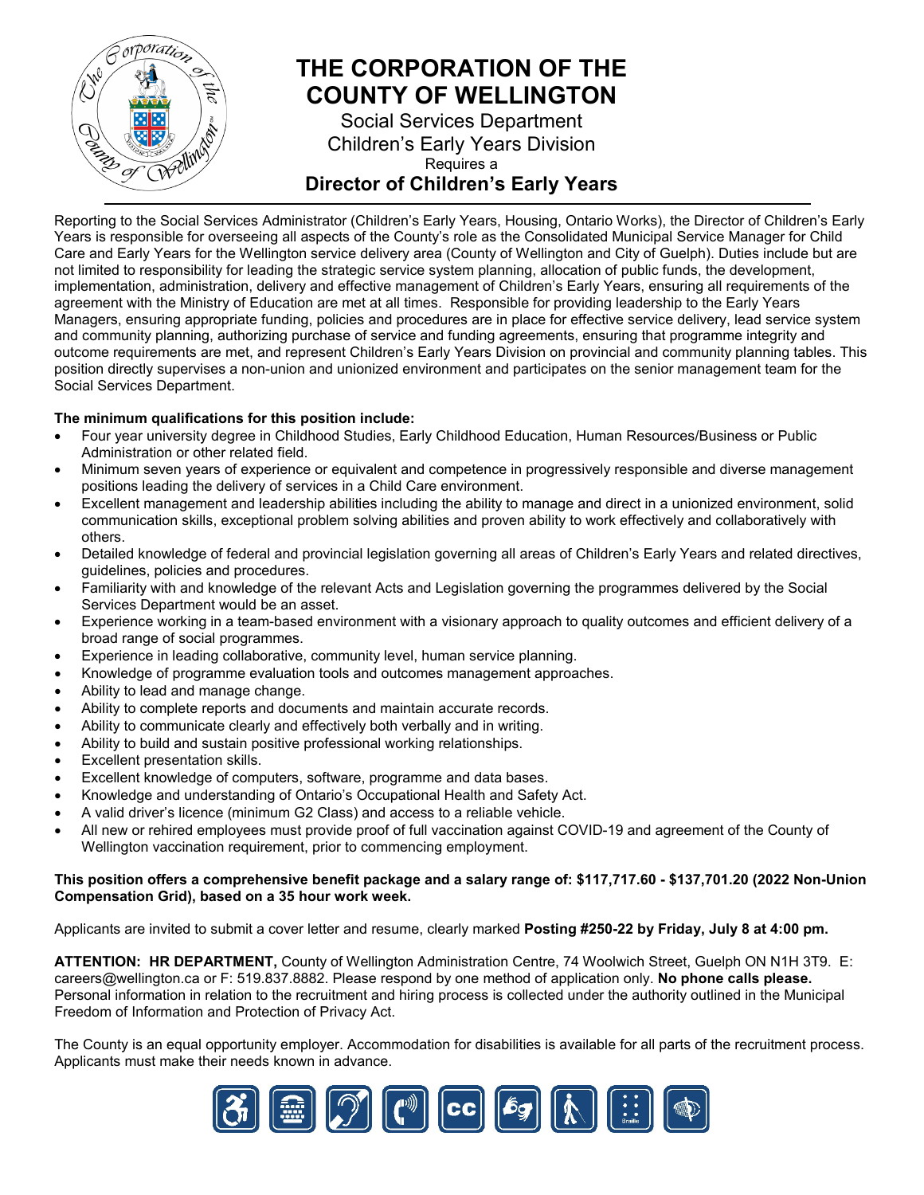# THE CORPORATION OF THE COUNTY OF WELLINGTON

Social Services Department
Children's Early Years Division
Requires a

## Director of Children's Early Years

Reporting to the Social Services Administrator (Children's Early Years, Housing, Ontario Works), the Director of Children's Early Years is responsible for overseeing all aspects of the County's role as the Consolidated Municipal Service Manager for Child Care and Early Years for the Wellington service delivery area (County of Wellington and City of Guelph). Duties include but are not limited to responsibility for leading the strategic service system planning, allocation of public funds, the development, implementation, administration, delivery and effective management of Children's Early Years, ensuring all requirements of the agreement with the Ministry of Education are met at all times. Responsible for providing leadership to the Early Years Managers, ensuring appropriate funding, policies and procedures are in place for effective service delivery, lead service system and community planning, authorizing purchase of service and funding agreements, ensuring that programme integrity and outcome requirements are met, and represent Children's Early Years Division on provincial and community planning tables. This position directly supervises a non-union and unionized environment and participates on the senior management team for the Social Services Department.

**The minimum qualifications for this position include:**

- Four year university degree in Childhood Studies, Early Childhood Education, Human Resources/Business or Public Administration or other related field.
- Minimum seven years of experience or equivalent and competence in progressively responsible and diverse management positions leading the delivery of services in a Child Care environment.
- Excellent management and leadership abilities including the ability to manage and direct in a unionized environment, solid communication skills, exceptional problem solving abilities and proven ability to work effectively and collaboratively with others.
- Detailed knowledge of federal and provincial legislation governing all areas of Children's Early Years and related directives, guidelines, policies and procedures.
- Familiarity with and knowledge of the relevant Acts and Legislation governing the programmes delivered by the Social Services Department would be an asset.
- Experience working in a team-based environment with a visionary approach to quality outcomes and efficient delivery of a broad range of social programmes.
- Experience in leading collaborative, community level, human service planning.
- Knowledge of programme evaluation tools and outcomes management approaches.
- Ability to lead and manage change.
- Ability to complete reports and documents and maintain accurate records.
- Ability to communicate clearly and effectively both verbally and in writing.
- Ability to build and sustain positive professional working relationships.
- Excellent presentation skills.
- Excellent knowledge of computers, software, programme and data bases.
- Knowledge and understanding of Ontario's Occupational Health and Safety Act.
- A valid driver's licence (minimum G2 Class) and access to a reliable vehicle.
- All new or rehired employees must provide proof of full vaccination against COVID-19 and agreement of the County of Wellington vaccination requirement, prior to commencing employment.

**This position offers a comprehensive benefit package and a salary range of: $117,717.60 - $137,701.20 (2022 Non-Union Compensation Grid), based on a 35 hour work week.**

Applicants are invited to submit a cover letter and resume, clearly marked **Posting #250-22 by Friday, July 8 at 4:00 pm.**

**ATTENTION: HR DEPARTMENT,** County of Wellington Administration Centre, 74 Woolwich Street, Guelph ON N1H 3T9. E: careers@wellington.ca or F: 519.837.8882. Please respond by one method of application only. **No phone calls please.** Personal information in relation to the recruitment and hiring process is collected under the authority outlined in the Municipal Freedom of Information and Protection of Privacy Act.

The County is an equal opportunity employer. Accommodation for disabilities is available for all parts of the recruitment process. Applicants must make their needs known in advance.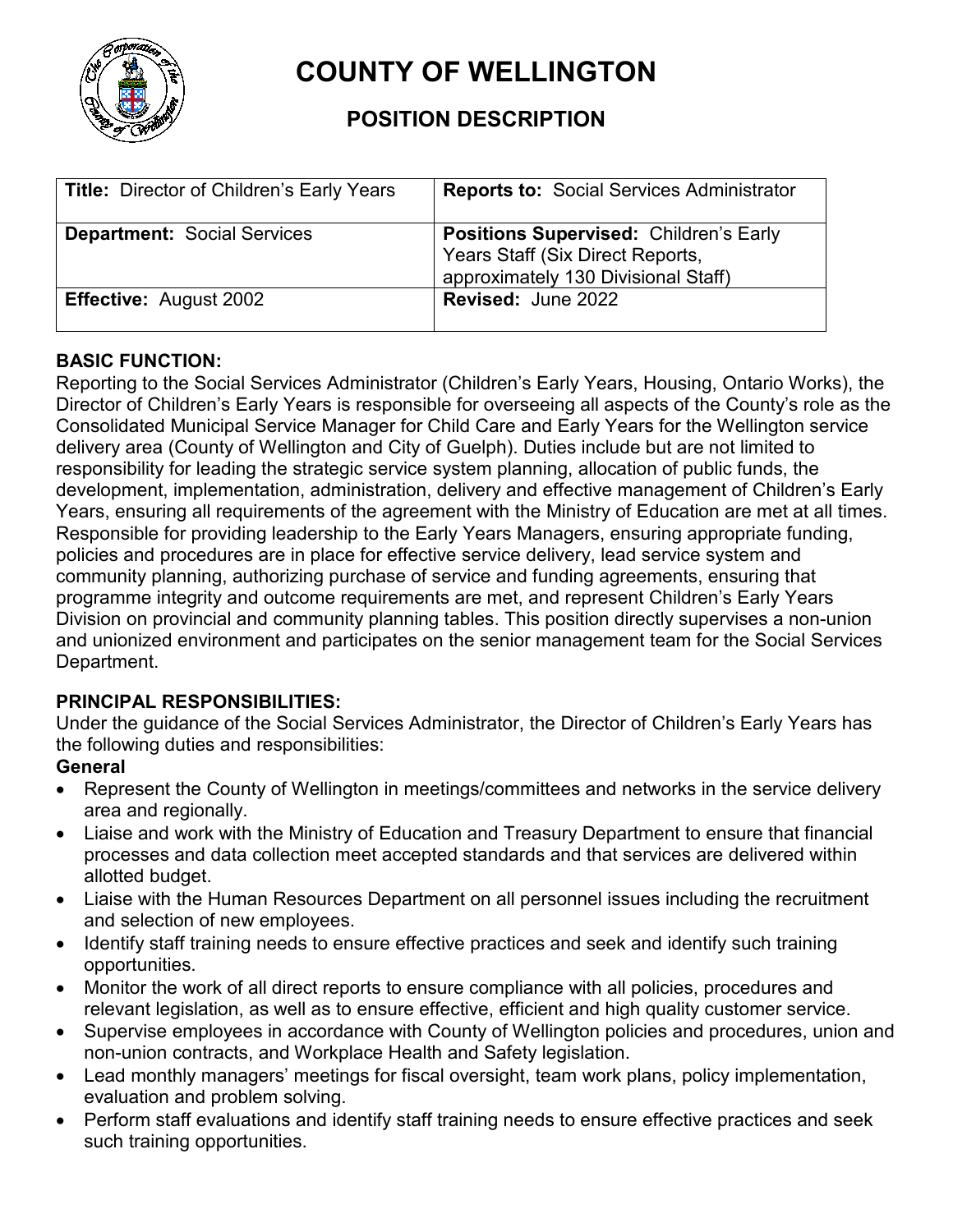# COUNTY OF WELLINGTON

## POSITION DESCRIPTION

| **Title:** Director of Children's Early Years | **Reports to:** Social Services Administrator |
|---|---|
| **Department:** Social Services | **Positions Supervised:** Children's Early Years Staff (Six Direct Reports, approximately 130 Divisional Staff) |
| **Effective:** August 2002 | **Revised:** June 2022 |

**BASIC FUNCTION:**

Reporting to the Social Services Administrator (Children's Early Years, Housing, Ontario Works), the Director of Children's Early Years is responsible for overseeing all aspects of the County's role as the Consolidated Municipal Service Manager for Child Care and Early Years for the Wellington service delivery area (County of Wellington and City of Guelph). Duties include but are not limited to responsibility for leading the strategic service system planning, allocation of public funds, the development, implementation, administration, delivery and effective management of Children's Early Years, ensuring all requirements of the agreement with the Ministry of Education are met at all times. Responsible for providing leadership to the Early Years Managers, ensuring appropriate funding, policies and procedures are in place for effective service delivery, lead service system and community planning, authorizing purchase of service and funding agreements, ensuring that programme integrity and outcome requirements are met, and represent Children's Early Years Division on provincial and community planning tables. This position directly supervises a non-union and unionized environment and participates on the senior management team for the Social Services Department.

**PRINCIPAL RESPONSIBILITIES:**

Under the guidance of the Social Services Administrator, the Director of Children's Early Years has the following duties and responsibilities:

**General**

- Represent the County of Wellington in meetings/committees and networks in the service delivery area and regionally.
- Liaise and work with the Ministry of Education and Treasury Department to ensure that financial processes and data collection meet accepted standards and that services are delivered within allotted budget.
- Liaise with the Human Resources Department on all personnel issues including the recruitment and selection of new employees.
- Identify staff training needs to ensure effective practices and seek and identify such training opportunities.
- Monitor the work of all direct reports to ensure compliance with all policies, procedures and relevant legislation, as well as to ensure effective, efficient and high quality customer service.
- Supervise employees in accordance with County of Wellington policies and procedures, union and non-union contracts, and Workplace Health and Safety legislation.
- Lead monthly managers' meetings for fiscal oversight, team work plans, policy implementation, evaluation and problem solving.
- Perform staff evaluations and identify staff training needs to ensure effective practices and seek such training opportunities.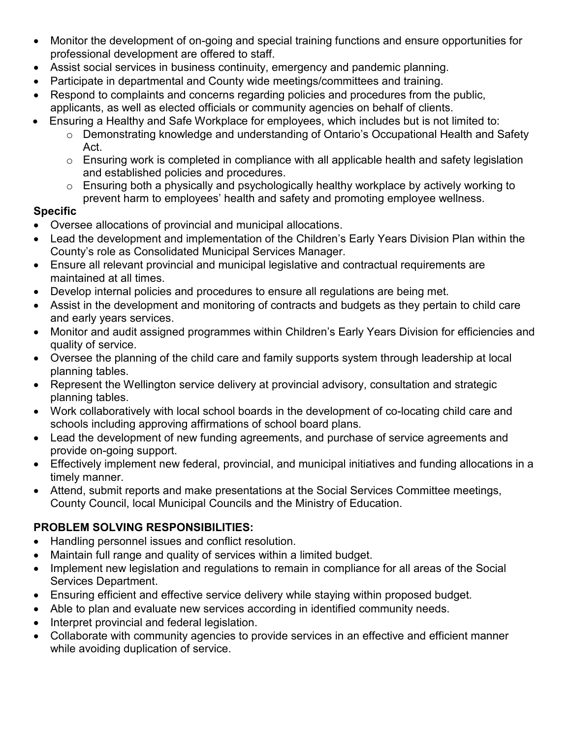- Monitor the development of on-going and special training functions and ensure opportunities for professional development are offered to staff.
- Assist social services in business continuity, emergency and pandemic planning.
- Participate in departmental and County wide meetings/committees and training.
- Respond to complaints and concerns regarding policies and procedures from the public, applicants, as well as elected officials or community agencies on behalf of clients.
- Ensuring a Healthy and Safe Workplace for employees, which includes but is not limited to:
  - Demonstrating knowledge and understanding of Ontario's Occupational Health and Safety Act.
  - Ensuring work is completed in compliance with all applicable health and safety legislation and established policies and procedures.
  - Ensuring both a physically and psychologically healthy workplace by actively working to prevent harm to employees' health and safety and promoting employee wellness.

**Specific**

- Oversee allocations of provincial and municipal allocations.
- Lead the development and implementation of the Children's Early Years Division Plan within the County's role as Consolidated Municipal Services Manager.
- Ensure all relevant provincial and municipal legislative and contractual requirements are maintained at all times.
- Develop internal policies and procedures to ensure all regulations are being met.
- Assist in the development and monitoring of contracts and budgets as they pertain to child care and early years services.
- Monitor and audit assigned programmes within Children's Early Years Division for efficiencies and quality of service.
- Oversee the planning of the child care and family supports system through leadership at local planning tables.
- Represent the Wellington service delivery at provincial advisory, consultation and strategic planning tables.
- Work collaboratively with local school boards in the development of co-locating child care and schools including approving affirmations of school board plans.
- Lead the development of new funding agreements, and purchase of service agreements and provide on-going support.
- Effectively implement new federal, provincial, and municipal initiatives and funding allocations in a timely manner.
- Attend, submit reports and make presentations at the Social Services Committee meetings, County Council, local Municipal Councils and the Ministry of Education.

**PROBLEM SOLVING RESPONSIBILITIES:**

- Handling personnel issues and conflict resolution.
- Maintain full range and quality of services within a limited budget.
- Implement new legislation and regulations to remain in compliance for all areas of the Social Services Department.
- Ensuring efficient and effective service delivery while staying within proposed budget.
- Able to plan and evaluate new services according in identified community needs.
- Interpret provincial and federal legislation.
- Collaborate with community agencies to provide services in an effective and efficient manner while avoiding duplication of service.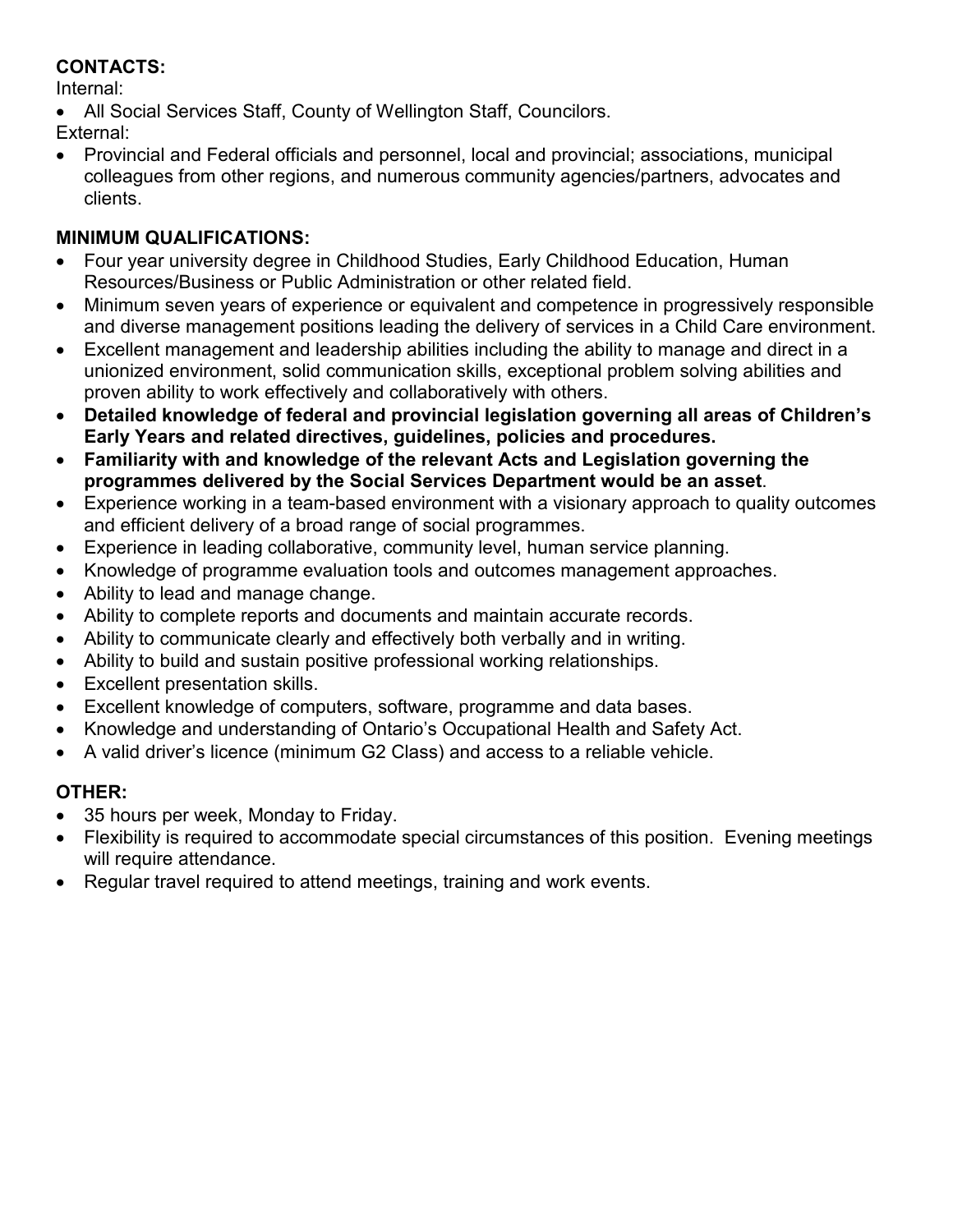**CONTACTS:**

Internal:

- All Social Services Staff, County of Wellington Staff, Councilors.

External:

- Provincial and Federal officials and personnel, local and provincial; associations, municipal colleagues from other regions, and numerous community agencies/partners, advocates and clients.

**MINIMUM QUALIFICATIONS:**

- Four year university degree in Childhood Studies, Early Childhood Education, Human Resources/Business or Public Administration or other related field.
- Minimum seven years of experience or equivalent and competence in progressively responsible and diverse management positions leading the delivery of services in a Child Care environment.
- Excellent management and leadership abilities including the ability to manage and direct in a unionized environment, solid communication skills, exceptional problem solving abilities and proven ability to work effectively and collaboratively with others.
- **Detailed knowledge of federal and provincial legislation governing all areas of Children's Early Years and related directives, guidelines, policies and procedures.**
- **Familiarity with and knowledge of the relevant Acts and Legislation governing the programmes delivered by the Social Services Department would be an asset**.
- Experience working in a team-based environment with a visionary approach to quality outcomes and efficient delivery of a broad range of social programmes.
- Experience in leading collaborative, community level, human service planning.
- Knowledge of programme evaluation tools and outcomes management approaches.
- Ability to lead and manage change.
- Ability to complete reports and documents and maintain accurate records.
- Ability to communicate clearly and effectively both verbally and in writing.
- Ability to build and sustain positive professional working relationships.
- Excellent presentation skills.
- Excellent knowledge of computers, software, programme and data bases.
- Knowledge and understanding of Ontario's Occupational Health and Safety Act.
- A valid driver's licence (minimum G2 Class) and access to a reliable vehicle.

**OTHER:**

- 35 hours per week, Monday to Friday.
- Flexibility is required to accommodate special circumstances of this position. Evening meetings will require attendance.
- Regular travel required to attend meetings, training and work events.